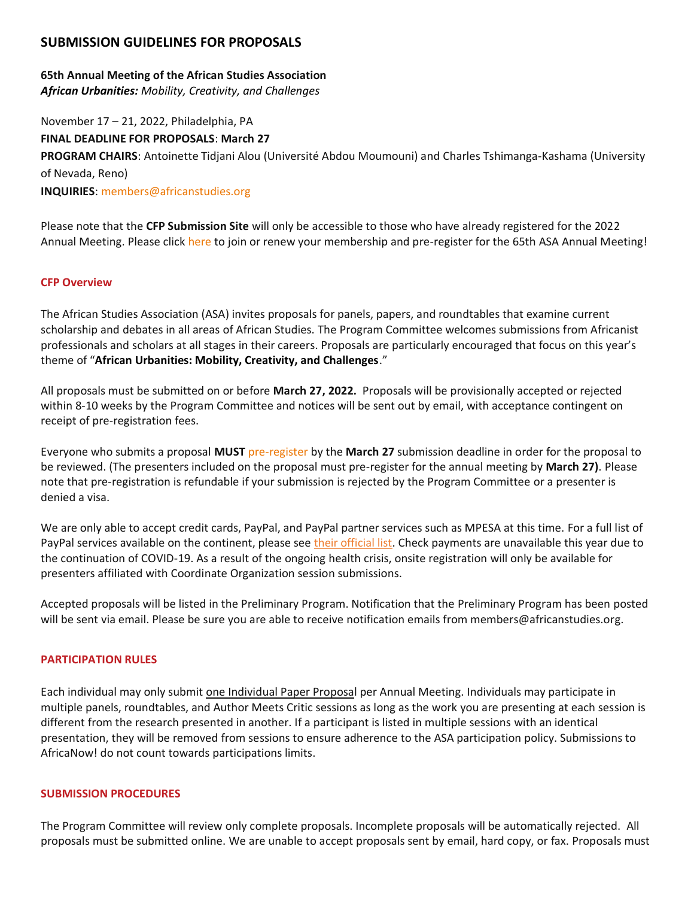## SUBMISSION GUIDELINES FOR PROPOSALS

**65th Annual Meeting of the African Studies Association**
***African Urbanities:*** *Mobility, Creativity, and Challenges*

November 17 – 21, 2022, Philadelphia, PA
**FINAL DEADLINE FOR PROPOSALS**: **March 27**
**PROGRAM CHAIRS**: Antoinette Tidjani Alou (Université Abdou Moumouni) and Charles Tshimanga-Kashama (University of Nevada, Reno)
**INQUIRIES**: members@africanstudies.org

Please note that the **CFP Submission Site** will only be accessible to those who have already registered for the 2022 Annual Meeting. Please click here to join or renew your membership and pre-register for the 65th ASA Annual Meeting!

### CFP Overview

The African Studies Association (ASA) invites proposals for panels, papers, and roundtables that examine current scholarship and debates in all areas of African Studies. The Program Committee welcomes submissions from Africanist professionals and scholars at all stages in their careers. Proposals are particularly encouraged that focus on this year's theme of "**African Urbanities: Mobility, Creativity, and Challenges**."

All proposals must be submitted on or before **March 27, 2022.** Proposals will be provisionally accepted or rejected within 8-10 weeks by the Program Committee and notices will be sent out by email, with acceptance contingent on receipt of pre-registration fees.

Everyone who submits a proposal **MUST** pre-register by the **March 27** submission deadline in order for the proposal to be reviewed. (The presenters included on the proposal must pre-register for the annual meeting by **March 27)**. Please note that pre-registration is refundable if your submission is rejected by the Program Committee or a presenter is denied a visa.

We are only able to accept credit cards, PayPal, and PayPal partner services such as MPESA at this time. For a full list of PayPal services available on the continent, please see their official list. Check payments are unavailable this year due to the continuation of COVID-19. As a result of the ongoing health crisis, onsite registration will only be available for presenters affiliated with Coordinate Organization session submissions.

Accepted proposals will be listed in the Preliminary Program. Notification that the Preliminary Program has been posted will be sent via email. Please be sure you are able to receive notification emails from members@africanstudies.org.

### PARTICIPATION RULES

Each individual may only submit one Individual Paper Proposal per Annual Meeting. Individuals may participate in multiple panels, roundtables, and Author Meets Critic sessions as long as the work you are presenting at each session is different from the research presented in another. If a participant is listed in multiple sessions with an identical presentation, they will be removed from sessions to ensure adherence to the ASA participation policy. Submissions to AfricaNow! do not count towards participations limits.

### SUBMISSION PROCEDURES

The Program Committee will review only complete proposals. Incomplete proposals will be automatically rejected. All proposals must be submitted online. We are unable to accept proposals sent by email, hard copy, or fax. Proposals must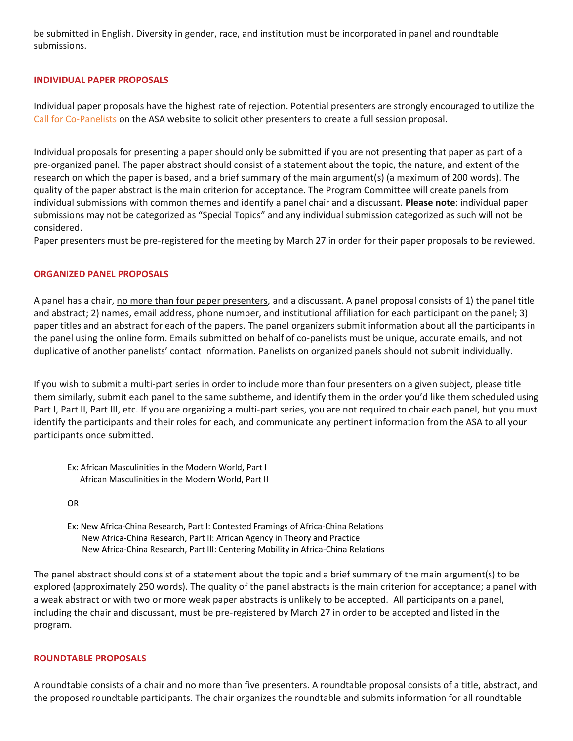be submitted in English. Diversity in gender, race, and institution must be incorporated in panel and roundtable submissions.

## INDIVIDUAL PAPER PROPOSALS

Individual paper proposals have the highest rate of rejection. Potential presenters are strongly encouraged to utilize the Call for Co-Panelists on the ASA website to solicit other presenters to create a full session proposal.

Individual proposals for presenting a paper should only be submitted if you are not presenting that paper as part of a pre-organized panel. The paper abstract should consist of a statement about the topic, the nature, and extent of the research on which the paper is based, and a brief summary of the main argument(s) (a maximum of 200 words). The quality of the paper abstract is the main criterion for acceptance. The Program Committee will create panels from individual submissions with common themes and identify a panel chair and a discussant. **Please note**: individual paper submissions may not be categorized as "Special Topics" and any individual submission categorized as such will not be considered.

Paper presenters must be pre-registered for the meeting by March 27 in order for their paper proposals to be reviewed.

## ORGANIZED PANEL PROPOSALS

A panel has a chair, no more than four paper presenters, and a discussant. A panel proposal consists of 1) the panel title and abstract; 2) names, email address, phone number, and institutional affiliation for each participant on the panel; 3) paper titles and an abstract for each of the papers. The panel organizers submit information about all the participants in the panel using the online form. Emails submitted on behalf of co-panelists must be unique, accurate emails, and not duplicative of another panelists' contact information. Panelists on organized panels should not submit individually.

If you wish to submit a multi-part series in order to include more than four presenters on a given subject, please title them similarly, submit each panel to the same subtheme, and identify them in the order you'd like them scheduled using Part I, Part II, Part III, etc. If you are organizing a multi-part series, you are not required to chair each panel, but you must identify the participants and their roles for each, and communicate any pertinent information from the ASA to all your participants once submitted.

Ex: African Masculinities in the Modern World, Part I
African Masculinities in the Modern World, Part II

OR

Ex: New Africa-China Research, Part I: Contested Framings of Africa-China Relations
New Africa-China Research, Part II: African Agency in Theory and Practice
New Africa-China Research, Part III: Centering Mobility in Africa-China Relations

The panel abstract should consist of a statement about the topic and a brief summary of the main argument(s) to be explored (approximately 250 words). The quality of the panel abstracts is the main criterion for acceptance; a panel with a weak abstract or with two or more weak paper abstracts is unlikely to be accepted. All participants on a panel, including the chair and discussant, must be pre-registered by March 27 in order to be accepted and listed in the program.

## ROUNDTABLE PROPOSALS

A roundtable consists of a chair and no more than five presenters. A roundtable proposal consists of a title, abstract, and the proposed roundtable participants. The chair organizes the roundtable and submits information for all roundtable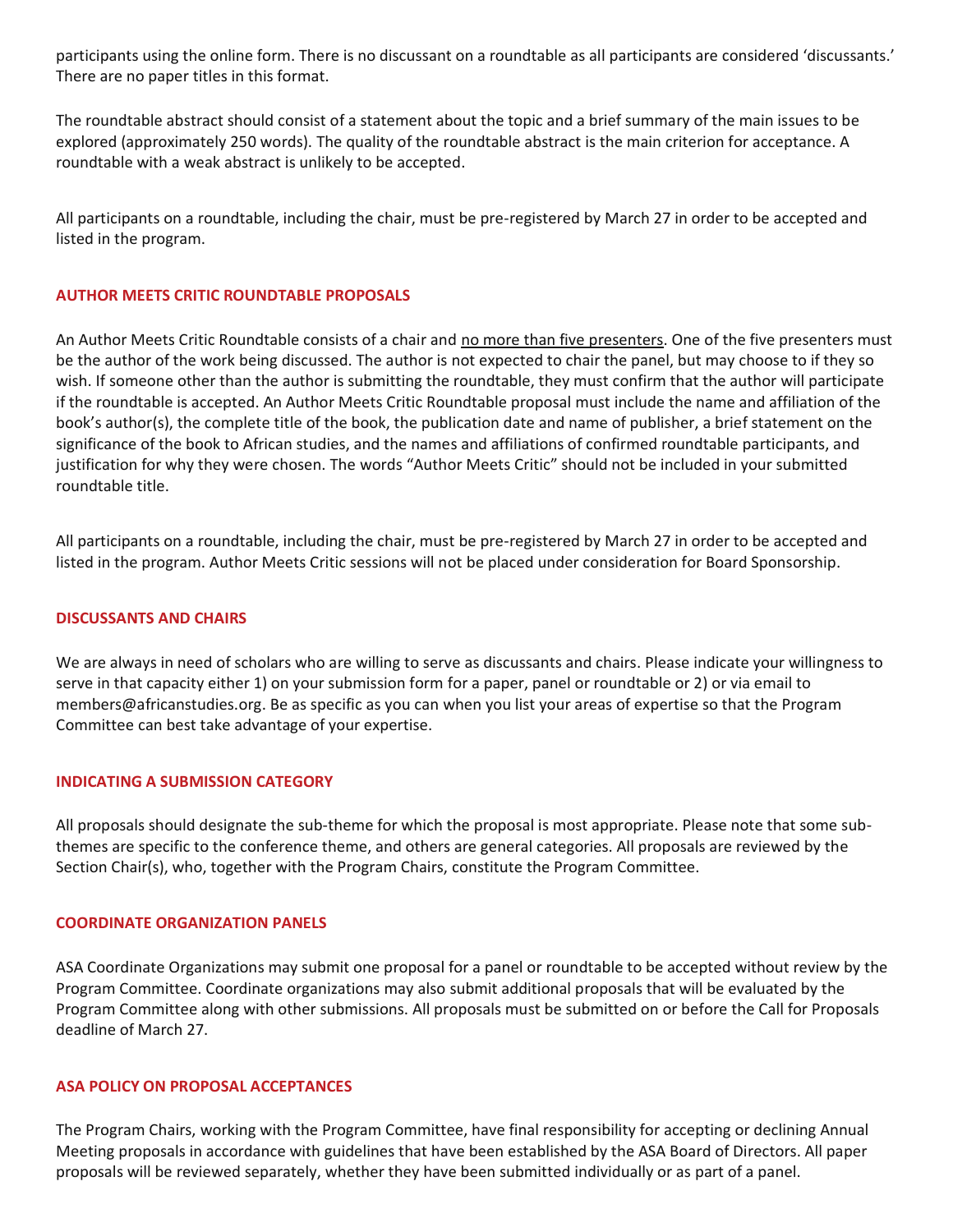participants using the online form. There is no discussant on a roundtable as all participants are considered 'discussants.' There are no paper titles in this format.

The roundtable abstract should consist of a statement about the topic and a brief summary of the main issues to be explored (approximately 250 words). The quality of the roundtable abstract is the main criterion for acceptance. A roundtable with a weak abstract is unlikely to be accepted.

All participants on a roundtable, including the chair, must be pre-registered by March 27 in order to be accepted and listed in the program.

### AUTHOR MEETS CRITIC ROUNDTABLE PROPOSALS

An Author Meets Critic Roundtable consists of a chair and <u>no more than five presenters</u>. One of the five presenters must be the author of the work being discussed. The author is not expected to chair the panel, but may choose to if they so wish. If someone other than the author is submitting the roundtable, they must confirm that the author will participate if the roundtable is accepted. An Author Meets Critic Roundtable proposal must include the name and affiliation of the book's author(s), the complete title of the book, the publication date and name of publisher, a brief statement on the significance of the book to African studies, and the names and affiliations of confirmed roundtable participants, and justification for why they were chosen. The words "Author Meets Critic" should not be included in your submitted roundtable title.

All participants on a roundtable, including the chair, must be pre-registered by March 27 in order to be accepted and listed in the program. Author Meets Critic sessions will not be placed under consideration for Board Sponsorship.

### DISCUSSANTS AND CHAIRS

We are always in need of scholars who are willing to serve as discussants and chairs. Please indicate your willingness to serve in that capacity either 1) on your submission form for a paper, panel or roundtable or 2) or via email to members@africanstudies.org. Be as specific as you can when you list your areas of expertise so that the Program Committee can best take advantage of your expertise.

### INDICATING A SUBMISSION CATEGORY

All proposals should designate the sub-theme for which the proposal is most appropriate. Please note that some sub-themes are specific to the conference theme, and others are general categories. All proposals are reviewed by the Section Chair(s), who, together with the Program Chairs, constitute the Program Committee.

### COORDINATE ORGANIZATION PANELS

ASA Coordinate Organizations may submit one proposal for a panel or roundtable to be accepted without review by the Program Committee. Coordinate organizations may also submit additional proposals that will be evaluated by the Program Committee along with other submissions. All proposals must be submitted on or before the Call for Proposals deadline of March 27.

### ASA POLICY ON PROPOSAL ACCEPTANCES

The Program Chairs, working with the Program Committee, have final responsibility for accepting or declining Annual Meeting proposals in accordance with guidelines that have been established by the ASA Board of Directors. All paper proposals will be reviewed separately, whether they have been submitted individually or as part of a panel.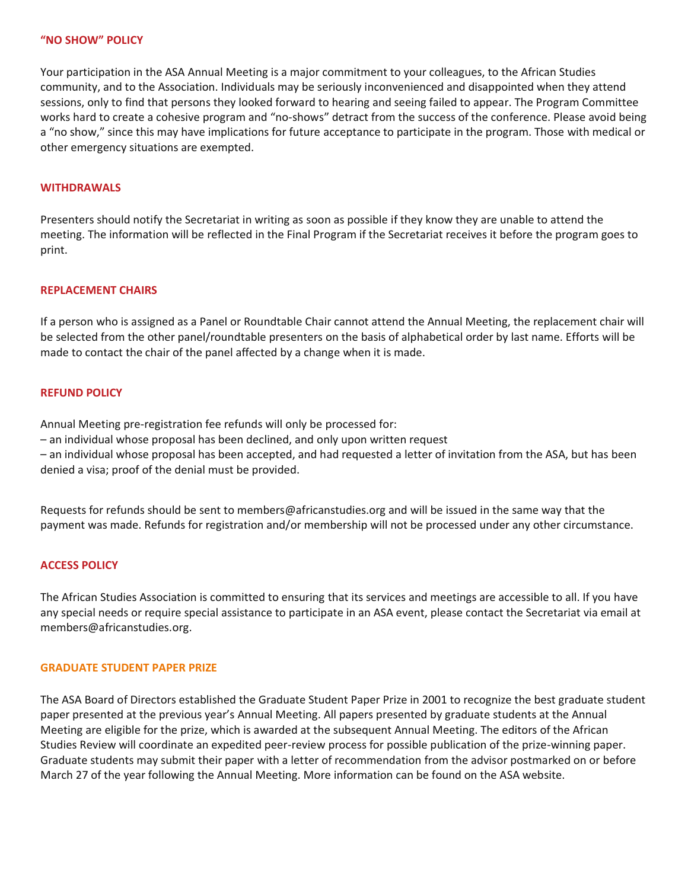## "NO SHOW" POLICY

Your participation in the ASA Annual Meeting is a major commitment to your colleagues, to the African Studies community, and to the Association. Individuals may be seriously inconvenienced and disappointed when they attend sessions, only to find that persons they looked forward to hearing and seeing failed to appear. The Program Committee works hard to create a cohesive program and "no-shows" detract from the success of the conference. Please avoid being a "no show," since this may have implications for future acceptance to participate in the program. Those with medical or other emergency situations are exempted.

## WITHDRAWALS

Presenters should notify the Secretariat in writing as soon as possible if they know they are unable to attend the meeting. The information will be reflected in the Final Program if the Secretariat receives it before the program goes to print.

## REPLACEMENT CHAIRS

If a person who is assigned as a Panel or Roundtable Chair cannot attend the Annual Meeting, the replacement chair will be selected from the other panel/roundtable presenters on the basis of alphabetical order by last name. Efforts will be made to contact the chair of the panel affected by a change when it is made.

## REFUND POLICY

Annual Meeting pre-registration fee refunds will only be processed for:

– an individual whose proposal has been declined, and only upon written request

– an individual whose proposal has been accepted, and had requested a letter of invitation from the ASA, but has been denied a visa; proof of the denial must be provided.

Requests for refunds should be sent to members@africanstudies.org and will be issued in the same way that the payment was made. Refunds for registration and/or membership will not be processed under any other circumstance.

## ACCESS POLICY

The African Studies Association is committed to ensuring that its services and meetings are accessible to all. If you have any special needs or require special assistance to participate in an ASA event, please contact the Secretariat via email at members@africanstudies.org.

## GRADUATE STUDENT PAPER PRIZE

The ASA Board of Directors established the Graduate Student Paper Prize in 2001 to recognize the best graduate student paper presented at the previous year's Annual Meeting. All papers presented by graduate students at the Annual Meeting are eligible for the prize, which is awarded at the subsequent Annual Meeting. The editors of the African Studies Review will coordinate an expedited peer-review process for possible publication of the prize-winning paper. Graduate students may submit their paper with a letter of recommendation from the advisor postmarked on or before March 27 of the year following the Annual Meeting. More information can be found on the ASA website.